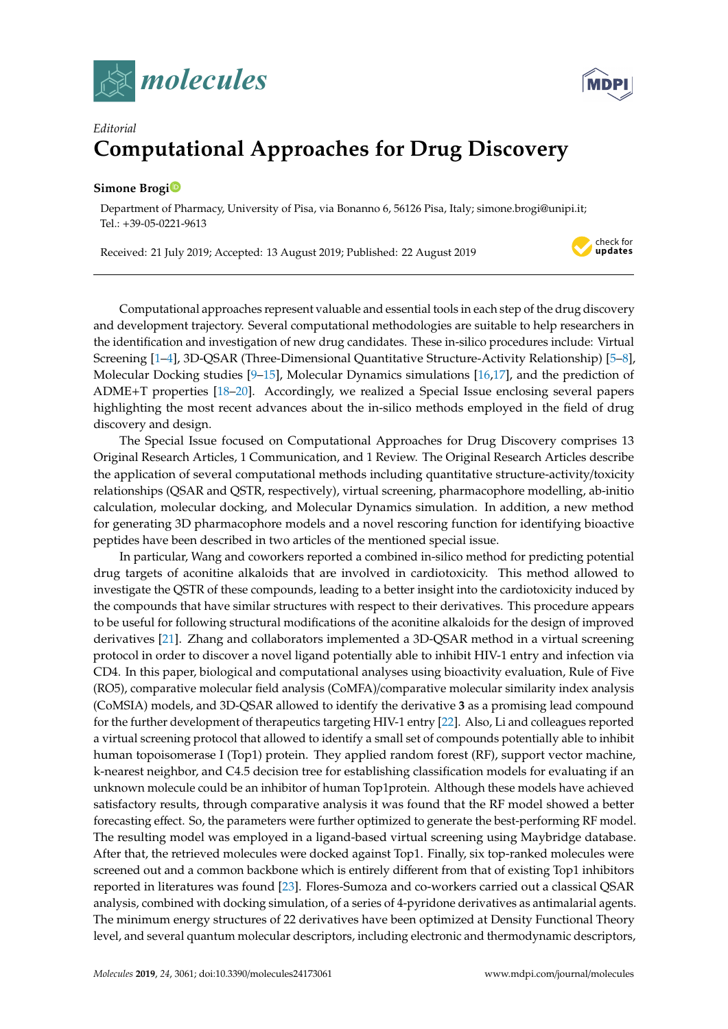*Editorial*

# Computational Approaches for Drug Discovery

**Simone Brogi**

Department of Pharmacy, University of Pisa, via Bonanno 6, 56126 Pisa, Italy; simone.brogi@unipi.it; Tel.: +39-05-0221-9613

Received: 21 July 2019; Accepted: 13 August 2019; Published: 22 August 2019

Computational approaches represent valuable and essential tools in each step of the drug discovery and development trajectory. Several computational methodologies are suitable to help researchers in the identification and investigation of new drug candidates. These in-silico procedures include: Virtual Screening [1–4], 3D-QSAR (Three-Dimensional Quantitative Structure-Activity Relationship) [5–8], Molecular Docking studies [9–15], Molecular Dynamics simulations [16,17], and the prediction of ADME+T properties [18–20]. Accordingly, we realized a Special Issue enclosing several papers highlighting the most recent advances about the in-silico methods employed in the field of drug discovery and design.

The Special Issue focused on Computational Approaches for Drug Discovery comprises 13 Original Research Articles, 1 Communication, and 1 Review. The Original Research Articles describe the application of several computational methods including quantitative structure-activity/toxicity relationships (QSAR and QSTR, respectively), virtual screening, pharmacophore modelling, ab-initio calculation, molecular docking, and Molecular Dynamics simulation. In addition, a new method for generating 3D pharmacophore models and a novel rescoring function for identifying bioactive peptides have been described in two articles of the mentioned special issue.

In particular, Wang and coworkers reported a combined in-silico method for predicting potential drug targets of aconitine alkaloids that are involved in cardiotoxicity. This method allowed to investigate the QSTR of these compounds, leading to a better insight into the cardiotoxicity induced by the compounds that have similar structures with respect to their derivatives. This procedure appears to be useful for following structural modifications of the aconitine alkaloids for the design of improved derivatives [21]. Zhang and collaborators implemented a 3D-QSAR method in a virtual screening protocol in order to discover a novel ligand potentially able to inhibit HIV-1 entry and infection via CD4. In this paper, biological and computational analyses using bioactivity evaluation, Rule of Five (RO5), comparative molecular field analysis (CoMFA)/comparative molecular similarity index analysis (CoMSIA) models, and 3D-QSAR allowed to identify the derivative **3** as a promising lead compound for the further development of therapeutics targeting HIV-1 entry [22]. Also, Li and colleagues reported a virtual screening protocol that allowed to identify a small set of compounds potentially able to inhibit human topoisomerase I (Top1) protein. They applied random forest (RF), support vector machine, k-nearest neighbor, and C4.5 decision tree for establishing classification models for evaluating if an unknown molecule could be an inhibitor of human Top1protein. Although these models have achieved satisfactory results, through comparative analysis it was found that the RF model showed a better forecasting effect. So, the parameters were further optimized to generate the best-performing RF model. The resulting model was employed in a ligand-based virtual screening using Maybridge database. After that, the retrieved molecules were docked against Top1. Finally, six top-ranked molecules were screened out and a common backbone which is entirely different from that of existing Top1 inhibitors reported in literatures was found [23]. Flores-Sumoza and co-workers carried out a classical QSAR analysis, combined with docking simulation, of a series of 4-pyridone derivatives as antimalarial agents. The minimum energy structures of 22 derivatives have been optimized at Density Functional Theory level, and several quantum molecular descriptors, including electronic and thermodynamic descriptors,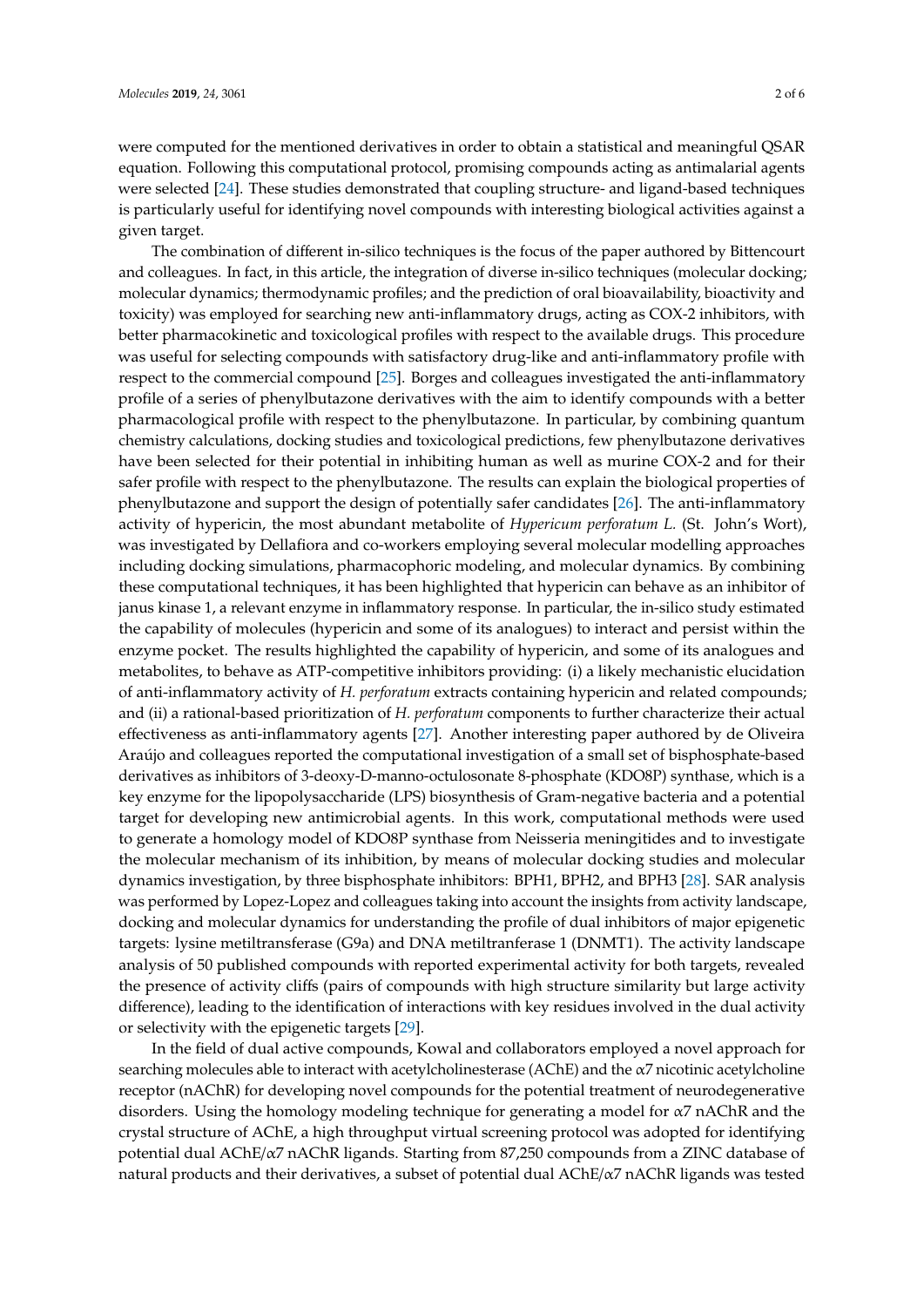were computed for the mentioned derivatives in order to obtain a statistical and meaningful QSAR equation. Following this computational protocol, promising compounds acting as antimalarial agents were selected [24]. These studies demonstrated that coupling structure- and ligand-based techniques is particularly useful for identifying novel compounds with interesting biological activities against a given target.

The combination of different in-silico techniques is the focus of the paper authored by Bittencourt and colleagues. In fact, in this article, the integration of diverse in-silico techniques (molecular docking; molecular dynamics; thermodynamic profiles; and the prediction of oral bioavailability, bioactivity and toxicity) was employed for searching new anti-inflammatory drugs, acting as COX-2 inhibitors, with better pharmacokinetic and toxicological profiles with respect to the available drugs. This procedure was useful for selecting compounds with satisfactory drug-like and anti-inflammatory profile with respect to the commercial compound [25]. Borges and colleagues investigated the anti-inflammatory profile of a series of phenylbutazone derivatives with the aim to identify compounds with a better pharmacological profile with respect to the phenylbutazone. In particular, by combining quantum chemistry calculations, docking studies and toxicological predictions, few phenylbutazone derivatives have been selected for their potential in inhibiting human as well as murine COX-2 and for their safer profile with respect to the phenylbutazone. The results can explain the biological properties of phenylbutazone and support the design of potentially safer candidates [26]. The anti-inflammatory activity of hypericin, the most abundant metabolite of *Hypericum perforatum L.* (St. John's Wort), was investigated by Dellafiora and co-workers employing several molecular modelling approaches including docking simulations, pharmacophoric modeling, and molecular dynamics. By combining these computational techniques, it has been highlighted that hypericin can behave as an inhibitor of janus kinase 1, a relevant enzyme in inflammatory response. In particular, the in-silico study estimated the capability of molecules (hypericin and some of its analogues) to interact and persist within the enzyme pocket. The results highlighted the capability of hypericin, and some of its analogues and metabolites, to behave as ATP-competitive inhibitors providing: (i) a likely mechanistic elucidation of anti-inflammatory activity of *H. perforatum* extracts containing hypericin and related compounds; and (ii) a rational-based prioritization of *H. perforatum* components to further characterize their actual effectiveness as anti-inflammatory agents [27]. Another interesting paper authored by de Oliveira Araújo and colleagues reported the computational investigation of a small set of bisphosphate-based derivatives as inhibitors of 3-deoxy-D-manno-octulosonate 8-phosphate (KDO8P) synthase, which is a key enzyme for the lipopolysaccharide (LPS) biosynthesis of Gram-negative bacteria and a potential target for developing new antimicrobial agents. In this work, computational methods were used to generate a homology model of KDO8P synthase from Neisseria meningitides and to investigate the molecular mechanism of its inhibition, by means of molecular docking studies and molecular dynamics investigation, by three bisphosphate inhibitors: BPH1, BPH2, and BPH3 [28]. SAR analysis was performed by Lopez-Lopez and colleagues taking into account the insights from activity landscape, docking and molecular dynamics for understanding the profile of dual inhibitors of major epigenetic targets: lysine metiltransferase (G9a) and DNA metiltranferase 1 (DNMT1). The activity landscape analysis of 50 published compounds with reported experimental activity for both targets, revealed the presence of activity cliffs (pairs of compounds with high structure similarity but large activity difference), leading to the identification of interactions with key residues involved in the dual activity or selectivity with the epigenetic targets [29].

In the field of dual active compounds, Kowal and collaborators employed a novel approach for searching molecules able to interact with acetylcholinesterase (AChE) and the $\alpha7$ nicotinic acetylcholine receptor (nAChR) for developing novel compounds for the potential treatment of neurodegenerative disorders. Using the homology modeling technique for generating a model for $\alpha7$ nAChR and the crystal structure of AChE, a high throughput virtual screening protocol was adopted for identifying potential dual AChE/$\alpha7$ nAChR ligands. Starting from 87,250 compounds from a ZINC database of natural products and their derivatives, a subset of potential dual AChE/$\alpha7$ nAChR ligands was tested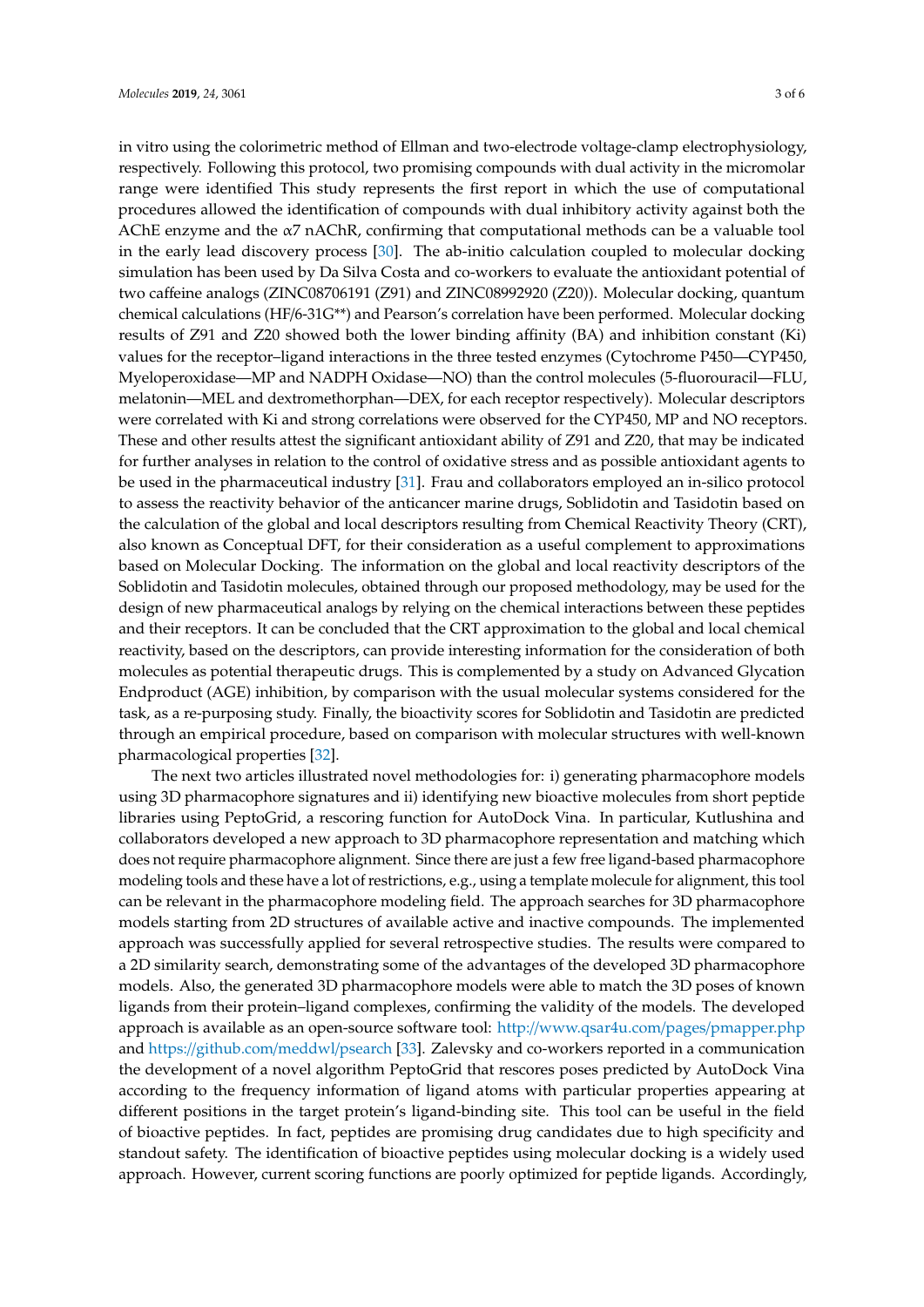in vitro using the colorimetric method of Ellman and two-electrode voltage-clamp electrophysiology, respectively. Following this protocol, two promising compounds with dual activity in the micromolar range were identified This study represents the first report in which the use of computational procedures allowed the identification of compounds with dual inhibitory activity against both the AChE enzyme and the α7 nAChR, confirming that computational methods can be a valuable tool in the early lead discovery process [30]. The ab-initio calculation coupled to molecular docking simulation has been used by Da Silva Costa and co-workers to evaluate the antioxidant potential of two caffeine analogs (ZINC08706191 (Z91) and ZINC08992920 (Z20)). Molecular docking, quantum chemical calculations (HF/6-31G**) and Pearson's correlation have been performed. Molecular docking results of Z91 and Z20 showed both the lower binding affinity (BA) and inhibition constant (Ki) values for the receptor–ligand interactions in the three tested enzymes (Cytochrome P450—CYP450, Myeloperoxidase—MP and NADPH Oxidase—NO) than the control molecules (5-fluorouracil—FLU, melatonin—MEL and dextromethorphan—DEX, for each receptor respectively). Molecular descriptors were correlated with Ki and strong correlations were observed for the CYP450, MP and NO receptors. These and other results attest the significant antioxidant ability of Z91 and Z20, that may be indicated for further analyses in relation to the control of oxidative stress and as possible antioxidant agents to be used in the pharmaceutical industry [31]. Frau and collaborators employed an in-silico protocol to assess the reactivity behavior of the anticancer marine drugs, Soblidotin and Tasidotin based on the calculation of the global and local descriptors resulting from Chemical Reactivity Theory (CRT), also known as Conceptual DFT, for their consideration as a useful complement to approximations based on Molecular Docking. The information on the global and local reactivity descriptors of the Soblidotin and Tasidotin molecules, obtained through our proposed methodology, may be used for the design of new pharmaceutical analogs by relying on the chemical interactions between these peptides and their receptors. It can be concluded that the CRT approximation to the global and local chemical reactivity, based on the descriptors, can provide interesting information for the consideration of both molecules as potential therapeutic drugs. This is complemented by a study on Advanced Glycation Endproduct (AGE) inhibition, by comparison with the usual molecular systems considered for the task, as a re-purposing study. Finally, the bioactivity scores for Soblidotin and Tasidotin are predicted through an empirical procedure, based on comparison with molecular structures with well-known pharmacological properties [32].

The next two articles illustrated novel methodologies for: i) generating pharmacophore models using 3D pharmacophore signatures and ii) identifying new bioactive molecules from short peptide libraries using PeptoGrid, a rescoring function for AutoDock Vina. In particular, Kutlushina and collaborators developed a new approach to 3D pharmacophore representation and matching which does not require pharmacophore alignment. Since there are just a few free ligand-based pharmacophore modeling tools and these have a lot of restrictions, e.g., using a template molecule for alignment, this tool can be relevant in the pharmacophore modeling field. The approach searches for 3D pharmacophore models starting from 2D structures of available active and inactive compounds. The implemented approach was successfully applied for several retrospective studies. The results were compared to a 2D similarity search, demonstrating some of the advantages of the developed 3D pharmacophore models. Also, the generated 3D pharmacophore models were able to match the 3D poses of known ligands from their protein–ligand complexes, confirming the validity of the models. The developed approach is available as an open-source software tool: http://www.qsar4u.com/pages/pmapper.php and https://github.com/meddwl/psearch [33]. Zalevsky and co-workers reported in a communication the development of a novel algorithm PeptoGrid that rescores poses predicted by AutoDock Vina according to the frequency information of ligand atoms with particular properties appearing at different positions in the target protein's ligand-binding site. This tool can be useful in the field of bioactive peptides. In fact, peptides are promising drug candidates due to high specificity and standout safety. The identification of bioactive peptides using molecular docking is a widely used approach. However, current scoring functions are poorly optimized for peptide ligands. Accordingly,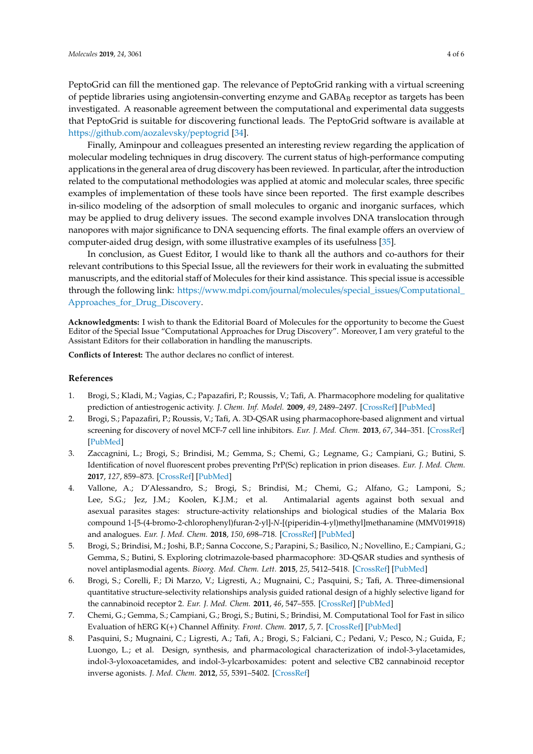PeptoGrid can fill the mentioned gap. The relevance of PeptoGrid ranking with a virtual screening of peptide libraries using angiotensin-converting enzyme and $GABA_B$ receptor as targets has been investigated. A reasonable agreement between the computational and experimental data suggests that PeptoGrid is suitable for discovering functional leads. The PeptoGrid software is available at https://github.com/aozalevsky/peptogrid [34].

Finally, Aminpour and colleagues presented an interesting review regarding the application of molecular modeling techniques in drug discovery. The current status of high-performance computing applications in the general area of drug discovery has been reviewed. In particular, after the introduction related to the computational methodologies was applied at atomic and molecular scales, three specific examples of implementation of these tools have since been reported. The first example describes in-silico modeling of the adsorption of small molecules to organic and inorganic surfaces, which may be applied to drug delivery issues. The second example involves DNA translocation through nanopores with major significance to DNA sequencing efforts. The final example offers an overview of computer-aided drug design, with some illustrative examples of its usefulness [35].

In conclusion, as Guest Editor, I would like to thank all the authors and co-authors for their relevant contributions to this Special Issue, all the reviewers for their work in evaluating the submitted manuscripts, and the editorial staff of Molecules for their kind assistance. This special issue is accessible through the following link: https://www.mdpi.com/journal/molecules/special_issues/Computational_Approaches_for_Drug_Discovery.

**Acknowledgments:** I wish to thank the Editorial Board of Molecules for the opportunity to become the Guest Editor of the Special Issue "Computational Approaches for Drug Discovery". Moreover, I am very grateful to the Assistant Editors for their collaboration in handling the manuscripts.

**Conflicts of Interest:** The author declares no conflict of interest.

## References

1. Brogi, S.; Kladi, M.; Vagias, C.; Papazafiri, P.; Roussis, V.; Tafi, A. Pharmacophore modeling for qualitative prediction of antiestrogenic activity. *J. Chem. Inf. Model.* **2009**, *49*, 2489–2497. [CrossRef] [PubMed]
2. Brogi, S.; Papazafiri, P.; Roussis, V.; Tafi, A. 3D-QSAR using pharmacophore-based alignment and virtual screening for discovery of novel MCF-7 cell line inhibitors. *Eur. J. Med. Chem.* **2013**, *67*, 344–351. [CrossRef] [PubMed]
3. Zaccagnini, L.; Brogi, S.; Brindisi, M.; Gemma, S.; Chemi, G.; Legname, G.; Campiani, G.; Butini, S. Identification of novel fluorescent probes preventing PrP(Sc) replication in prion diseases. *Eur. J. Med. Chem.* **2017**, *127*, 859–873. [CrossRef] [PubMed]
4. Vallone, A.; D'Alessandro, S.; Brogi, S.; Brindisi, M.; Chemi, G.; Alfano, G.; Lamponi, S.; Lee, S.G.; Jez, J.M.; Koolen, K.J.M.; et al. Antimalarial agents against both sexual and asexual parasites stages: structure-activity relationships and biological studies of the Malaria Box compound 1-[5-(4-bromo-2-chlorophenyl)furan-2-yl]-*N*-[(piperidin-4-yl)methyl]methanamine (MMV019918) and analogues. *Eur. J. Med. Chem.* **2018**, *150*, 698–718. [CrossRef] [PubMed]
5. Brogi, S.; Brindisi, M.; Joshi, B.P.; Sanna Coccone, S.; Parapini, S.; Basilico, N.; Novellino, E.; Campiani, G.; Gemma, S.; Butini, S. Exploring clotrimazole-based pharmacophore: 3D-QSAR studies and synthesis of novel antiplasmodial agents. *Bioorg. Med. Chem. Lett.* **2015**, *25*, 5412–5418. [CrossRef] [PubMed]
6. Brogi, S.; Corelli, F.; Di Marzo, V.; Ligresti, A.; Mugnaini, C.; Pasquini, S.; Tafi, A. Three-dimensional quantitative structure-selectivity relationships analysis guided rational design of a highly selective ligand for the cannabinoid receptor 2. *Eur. J. Med. Chem.* **2011**, *46*, 547–555. [CrossRef] [PubMed]
7. Chemi, G.; Gemma, S.; Campiani, G.; Brogi, S.; Butini, S.; Brindisi, M. Computational Tool for Fast in silico Evaluation of hERG K(+) Channel Affinity. *Front. Chem.* **2017**, *5*, 7. [CrossRef] [PubMed]
8. Pasquini, S.; Mugnaini, C.; Ligresti, A.; Tafi, A.; Brogi, S.; Falciani, C.; Pedani, V.; Pesco, N.; Guida, F.; Luongo, L.; et al. Design, synthesis, and pharmacological characterization of indol-3-ylacetamides, indol-3-yloxoacetamides, and indol-3-ylcarboxamides: potent and selective CB2 cannabinoid receptor inverse agonists. *J. Med. Chem.* **2012**, *55*, 5391–5402. [CrossRef]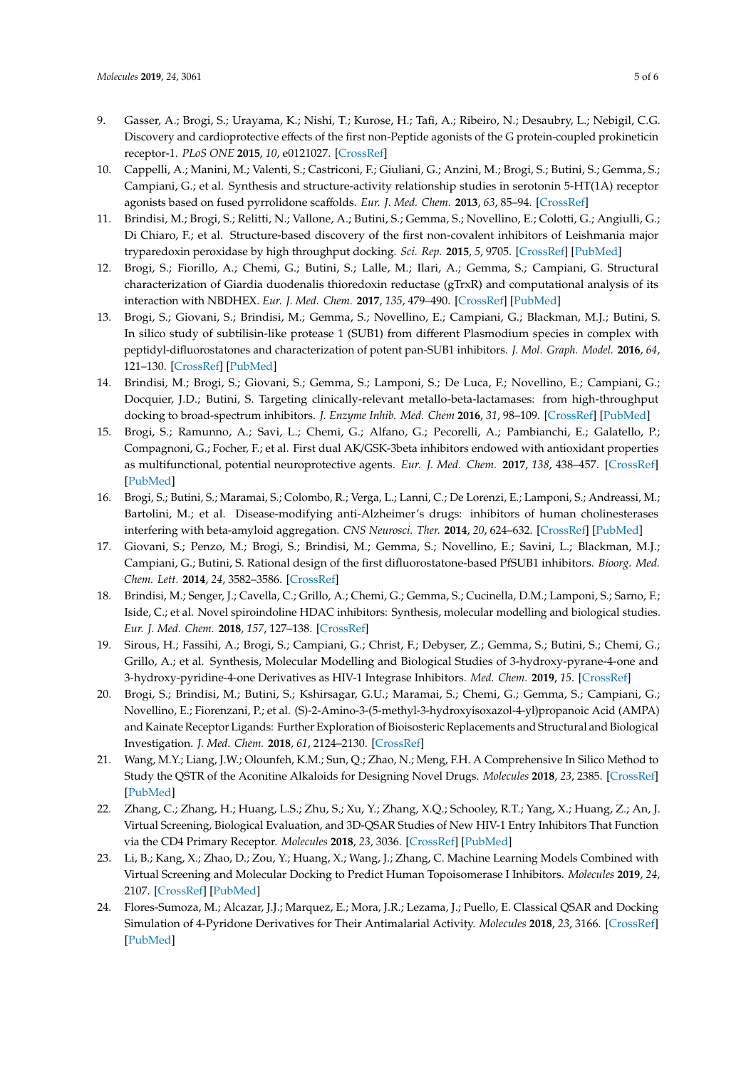9. Gasser, A.; Brogi, S.; Urayama, K.; Nishi, T.; Kurose, H.; Tafi, A.; Ribeiro, N.; Desaubry, L.; Nebigil, C.G. Discovery and cardioprotective effects of the first non-Peptide agonists of the G protein-coupled prokineticin receptor-1. *PLoS ONE* **2015**, *10*, e0121027. [CrossRef]
10. Cappelli, A.; Manini, M.; Valenti, S.; Castriconi, F.; Giuliani, G.; Anzini, M.; Brogi, S.; Butini, S.; Gemma, S.; Campiani, G.; et al. Synthesis and structure-activity relationship studies in serotonin 5-HT(1A) receptor agonists based on fused pyrrolidone scaffolds. *Eur. J. Med. Chem.* **2013**, *63*, 85–94. [CrossRef]
11. Brindisi, M.; Brogi, S.; Relitti, N.; Vallone, A.; Butini, S.; Gemma, S.; Novellino, E.; Colotti, G.; Angiulli, G.; Di Chiaro, F.; et al. Structure-based discovery of the first non-covalent inhibitors of Leishmania major tryparedoxin peroxidase by high throughput docking. *Sci. Rep.* **2015**, *5*, 9705. [CrossRef] [PubMed]
12. Brogi, S.; Fiorillo, A.; Chemi, G.; Butini, S.; Lalle, M.; Ilari, A.; Gemma, S.; Campiani, G. Structural characterization of Giardia duodenalis thioredoxin reductase (gTrxR) and computational analysis of its interaction with NBDHEX. *Eur. J. Med. Chem.* **2017**, *135*, 479–490. [CrossRef] [PubMed]
13. Brogi, S.; Giovani, S.; Brindisi, M.; Gemma, S.; Novellino, E.; Campiani, G.; Blackman, M.J.; Butini, S. In silico study of subtilisin-like protease 1 (SUB1) from different Plasmodium species in complex with peptidyl-difluorostatones and characterization of potent pan-SUB1 inhibitors. *J. Mol. Graph. Model.* **2016**, *64*, 121–130. [CrossRef] [PubMed]
14. Brindisi, M.; Brogi, S.; Giovani, S.; Gemma, S.; Lamponi, S.; De Luca, F.; Novellino, E.; Campiani, G.; Docquier, J.D.; Butini, S. Targeting clinically-relevant metallo-beta-lactamases: from high-throughput docking to broad-spectrum inhibitors. *J. Enzyme Inhib. Med. Chem* **2016**, *31*, 98–109. [CrossRef] [PubMed]
15. Brogi, S.; Ramunno, A.; Savi, L.; Chemi, G.; Alfano, G.; Pecorelli, A.; Pambianchi, E.; Galatello, P.; Compagnoni, G.; Focher, F.; et al. First dual AK/GSK-3beta inhibitors endowed with antioxidant properties as multifunctional, potential neuroprotective agents. *Eur. J. Med. Chem.* **2017**, *138*, 438–457. [CrossRef] [PubMed]
16. Brogi, S.; Butini, S.; Maramai, S.; Colombo, R.; Verga, L.; Lanni, C.; De Lorenzi, E.; Lamponi, S.; Andreassi, M.; Bartolini, M.; et al. Disease-modifying anti-Alzheimer's drugs: inhibitors of human cholinesterases interfering with beta-amyloid aggregation. *CNS Neurosci. Ther.* **2014**, *20*, 624–632. [CrossRef] [PubMed]
17. Giovani, S.; Penzo, M.; Brogi, S.; Brindisi, M.; Gemma, S.; Novellino, E.; Savini, L.; Blackman, M.J.; Campiani, G.; Butini, S. Rational design of the first difluorostatone-based PfSUB1 inhibitors. *Bioorg. Med. Chem. Lett.* **2014**, *24*, 3582–3586. [CrossRef]
18. Brindisi, M.; Senger, J.; Cavella, C.; Grillo, A.; Chemi, G.; Gemma, S.; Cucinella, D.M.; Lamponi, S.; Sarno, F.; Iside, C.; et al. Novel spiroindoline HDAC inhibitors: Synthesis, molecular modelling and biological studies. *Eur. J. Med. Chem.* **2018**, *157*, 127–138. [CrossRef]
19. Sirous, H.; Fassihi, A.; Brogi, S.; Campiani, G.; Christ, F.; Debyser, Z.; Gemma, S.; Butini, S.; Chemi, G.; Grillo, A.; et al. Synthesis, Molecular Modelling and Biological Studies of 3-hydroxy-pyrane-4-one and 3-hydroxy-pyridine-4-one Derivatives as HIV-1 Integrase Inhibitors. *Med. Chem.* **2019**, *15*. [CrossRef]
20. Brogi, S.; Brindisi, M.; Butini, S.; Kshirsagar, G.U.; Maramai, S.; Chemi, G.; Gemma, S.; Campiani, G.; Novellino, E.; Fiorenzani, P.; et al. (S)-2-Amino-3-(5-methyl-3-hydroxyisoxazol-4-yl)propanoic Acid (AMPA) and Kainate Receptor Ligands: Further Exploration of Bioisosteric Replacements and Structural and Biological Investigation. *J. Med. Chem.* **2018**, *61*, 2124–2130. [CrossRef]
21. Wang, M.Y.; Liang, J.W.; Olounfeh, K.M.; Sun, Q.; Zhao, N.; Meng, F.H. A Comprehensive In Silico Method to Study the QSTR of the Aconitine Alkaloids for Designing Novel Drugs. *Molecules* **2018**, *23*, 2385. [CrossRef] [PubMed]
22. Zhang, C.; Zhang, H.; Huang, L.S.; Zhu, S.; Xu, Y.; Zhang, X.Q.; Schooley, R.T.; Yang, X.; Huang, Z.; An, J. Virtual Screening, Biological Evaluation, and 3D-QSAR Studies of New HIV-1 Entry Inhibitors That Function via the CD4 Primary Receptor. *Molecules* **2018**, *23*, 3036. [CrossRef] [PubMed]
23. Li, B.; Kang, X.; Zhao, D.; Zou, Y.; Huang, X.; Wang, J.; Zhang, C. Machine Learning Models Combined with Virtual Screening and Molecular Docking to Predict Human Topoisomerase I Inhibitors. *Molecules* **2019**, *24*, 2107. [CrossRef] [PubMed]
24. Flores-Sumoza, M.; Alcazar, J.J.; Marquez, E.; Mora, J.R.; Lezama, J.; Puello, E. Classical QSAR and Docking Simulation of 4-Pyridone Derivatives for Their Antimalarial Activity. *Molecules* **2018**, *23*, 3166. [CrossRef] [PubMed]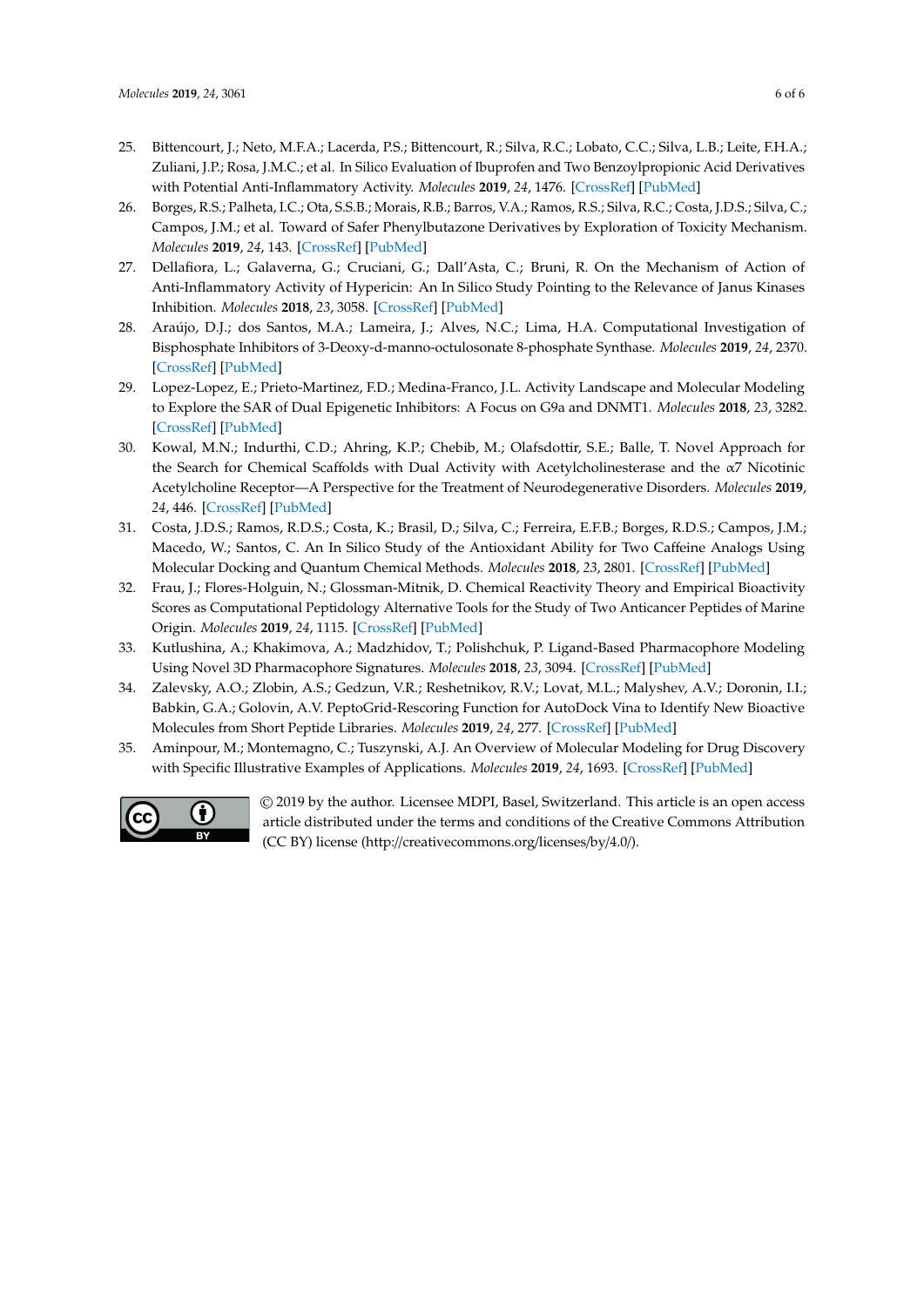25. Bittencourt, J.; Neto, M.F.A.; Lacerda, P.S.; Bittencourt, R.; Silva, R.C.; Lobato, C.C.; Silva, L.B.; Leite, F.H.A.; Zuliani, J.P.; Rosa, J.M.C.; et al. In Silico Evaluation of Ibuprofen and Two Benzoylpropionic Acid Derivatives with Potential Anti-Inflammatory Activity. *Molecules* **2019**, *24*, 1476. [CrossRef] [PubMed]
26. Borges, R.S.; Palheta, I.C.; Ota, S.S.B.; Morais, R.B.; Barros, V.A.; Ramos, R.S.; Silva, R.C.; Costa, J.D.S.; Silva, C.; Campos, J.M.; et al. Toward of Safer Phenylbutazone Derivatives by Exploration of Toxicity Mechanism. *Molecules* **2019**, *24*, 143. [CrossRef] [PubMed]
27. Dellafiora, L.; Galaverna, G.; Cruciani, G.; Dall'Asta, C.; Bruni, R. On the Mechanism of Action of Anti-Inflammatory Activity of Hypericin: An In Silico Study Pointing to the Relevance of Janus Kinases Inhibition. *Molecules* **2018**, *23*, 3058. [CrossRef] [PubMed]
28. Araújo, D.J.; dos Santos, M.A.; Lameira, J.; Alves, N.C.; Lima, H.A. Computational Investigation of Bisphosphate Inhibitors of 3-Deoxy-d-manno-octulosonate 8-phosphate Synthase. *Molecules* **2019**, *24*, 2370. [CrossRef] [PubMed]
29. Lopez-Lopez, E.; Prieto-Martinez, F.D.; Medina-Franco, J.L. Activity Landscape and Molecular Modeling to Explore the SAR of Dual Epigenetic Inhibitors: A Focus on G9a and DNMT1. *Molecules* **2018**, *23*, 3282. [CrossRef] [PubMed]
30. Kowal, M.N.; Indurthi, C.D.; Ahring, K.P.; Chebib, M.; Olafsdottir, S.E.; Balle, T. Novel Approach for the Search for Chemical Scaffolds with Dual Activity with Acetylcholinesterase and the $\alpha$7 Nicotinic Acetylcholine Receptor—A Perspective for the Treatment of Neurodegenerative Disorders. *Molecules* **2019**, *24*, 446. [CrossRef] [PubMed]
31. Costa, J.D.S.; Ramos, R.D.S.; Costa, K.; Brasil, D.; Silva, C.; Ferreira, E.F.B.; Borges, R.D.S.; Campos, J.M.; Macedo, W.; Santos, C. An In Silico Study of the Antioxidant Ability for Two Caffeine Analogs Using Molecular Docking and Quantum Chemical Methods. *Molecules* **2018**, *23*, 2801. [CrossRef] [PubMed]
32. Frau, J.; Flores-Holguin, N.; Glossman-Mitnik, D. Chemical Reactivity Theory and Empirical Bioactivity Scores as Computational Peptidology Alternative Tools for the Study of Two Anticancer Peptides of Marine Origin. *Molecules* **2019**, *24*, 1115. [CrossRef] [PubMed]
33. Kutlushina, A.; Khakimova, A.; Madzhidov, T.; Polishchuk, P. Ligand-Based Pharmacophore Modeling Using Novel 3D Pharmacophore Signatures. *Molecules* **2018**, *23*, 3094. [CrossRef] [PubMed]
34. Zalevsky, A.O.; Zlobin, A.S.; Gedzun, V.R.; Reshetnikov, R.V.; Lovat, M.L.; Malyshev, A.V.; Doronin, I.I.; Babkin, G.A.; Golovin, A.V. PeptoGrid-Rescoring Function for AutoDock Vina to Identify New Bioactive Molecules from Short Peptide Libraries. *Molecules* **2019**, *24*, 277. [CrossRef] [PubMed]
35. Aminpour, M.; Montemagno, C.; Tuszynski, A.J. An Overview of Molecular Modeling for Drug Discovery with Specific Illustrative Examples of Applications. *Molecules* **2019**, *24*, 1693. [CrossRef] [PubMed]

© 2019 by the author. Licensee MDPI, Basel, Switzerland. This article is an open access article distributed under the terms and conditions of the Creative Commons Attribution (CC BY) license (http://creativecommons.org/licenses/by/4.0/).